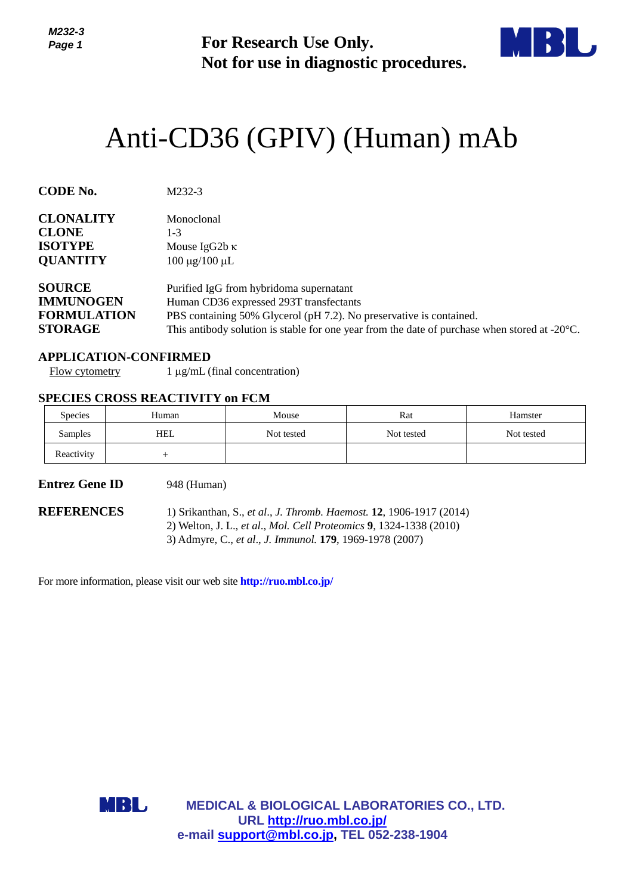**For Research Use Only.**
**Not for use in diagnostic procedures.**

# Anti-CD36 (GPIV) (Human) mAb

**CODE No.** M232-3

**CLONALITY** Monoclonal
**CLONE** 1-3
**ISOTYPE** Mouse IgG2b κ
**QUANTITY** 100 µg/100 µL

**SOURCE** Purified IgG from hybridoma supernatant
**IMMUNOGEN** Human CD36 expressed 293T transfectants
**FORMULATION** PBS containing 50% Glycerol (pH 7.2). No preservative is contained.
**STORAGE** This antibody solution is stable for one year from the date of purchase when stored at -20°C.

## APPLICATION-CONFIRMED

Flow cytometry 1 µg/mL (final concentration)

## SPECIES CROSS REACTIVITY on FCM

| Species | Human | Mouse | Rat | Hamster |
|---|---|---|---|---|
| Samples | HEL | Not tested | Not tested | Not tested |
| Reactivity | + | | | |

**Entrez Gene ID** 948 (Human)

**REFERENCES**

1) Srikanthan, S., *et al*., *J. Thromb. Haemost.* **12**, 1906-1917 (2014)
2) Welton, J. L., *et al*., *Mol. Cell Proteomics* **9**, 1324-1338 (2010)
3) Admyre, C., *et al*., *J. Immunol.* **179**, 1969-1978 (2007)

For more information, please visit our web site **http://ruo.mbl.co.jp/**

**MEDICAL & BIOLOGICAL LABORATORIES CO., LTD.**
**URL http://ruo.mbl.co.jp/**
**e-mail support@mbl.co.jp, TEL 052-238-1904**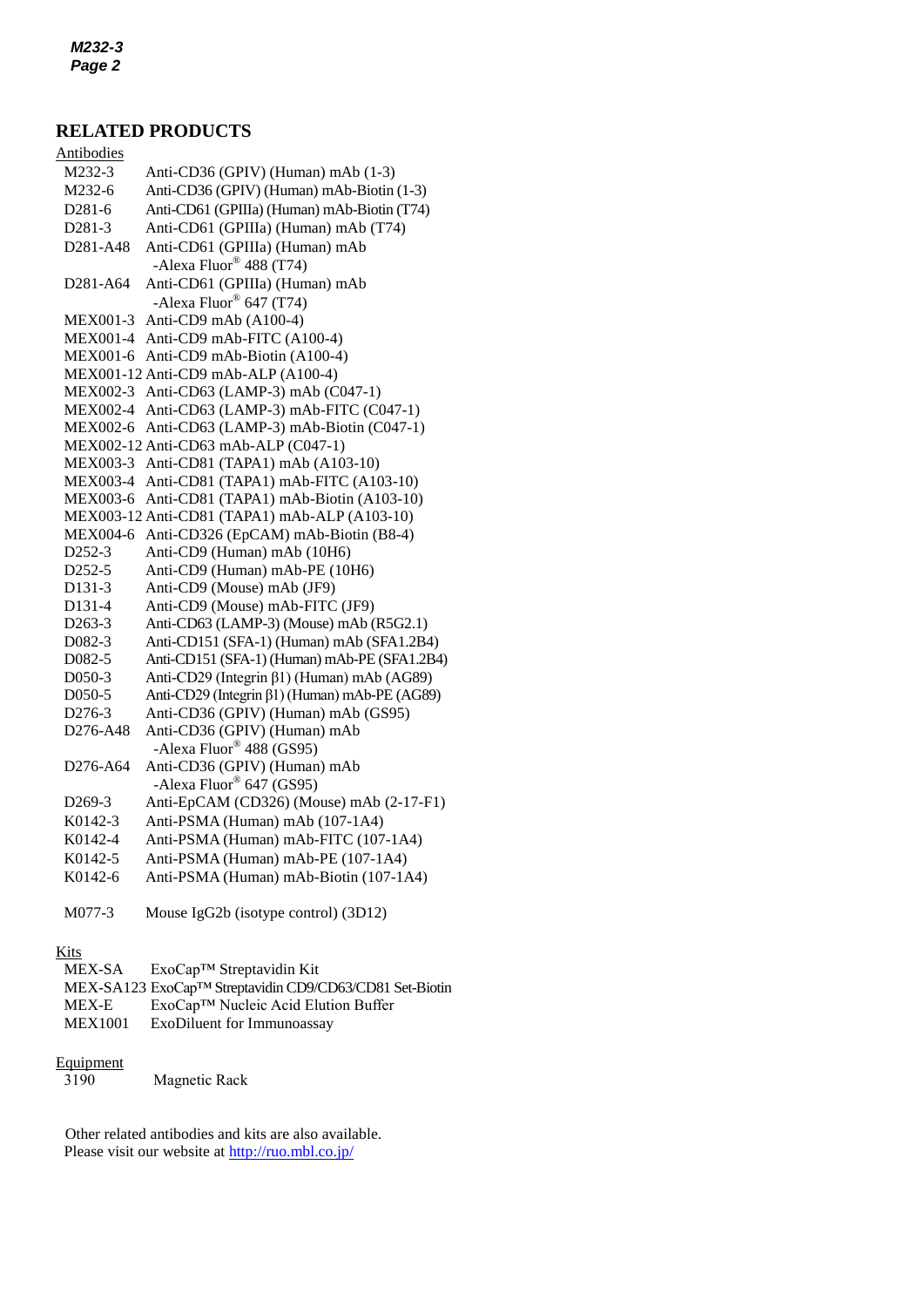## RELATED PRODUCTS

Antibodies

| | |
|---|---|
| M232-3 | Anti-CD36 (GPIV) (Human) mAb (1-3) |
| M232-6 | Anti-CD36 (GPIV) (Human) mAb-Biotin (1-3) |
| D281-6 | Anti-CD61 (GPIIIa) (Human) mAb-Biotin (T74) |
| D281-3 | Anti-CD61 (GPIIIa) (Human) mAb (T74) |
| D281-A48 | Anti-CD61 (GPIIIa) (Human) mAb -Alexa Fluor® 488 (T74) |
| D281-A64 | Anti-CD61 (GPIIIa) (Human) mAb -Alexa Fluor® 647 (T74) |
| MEX001-3 | Anti-CD9 mAb (A100-4) |
| MEX001-4 | Anti-CD9 mAb-FITC (A100-4) |
| MEX001-6 | Anti-CD9 mAb-Biotin (A100-4) |
| MEX001-12 | Anti-CD9 mAb-ALP (A100-4) |
| MEX002-3 | Anti-CD63 (LAMP-3) mAb (C047-1) |
| MEX002-4 | Anti-CD63 (LAMP-3) mAb-FITC (C047-1) |
| MEX002-6 | Anti-CD63 (LAMP-3) mAb-Biotin (C047-1) |
| MEX002-12 | Anti-CD63 mAb-ALP (C047-1) |
| MEX003-3 | Anti-CD81 (TAPA1) mAb (A103-10) |
| MEX003-4 | Anti-CD81 (TAPA1) mAb-FITC (A103-10) |
| MEX003-6 | Anti-CD81 (TAPA1) mAb-Biotin (A103-10) |
| MEX003-12 | Anti-CD81 (TAPA1) mAb-ALP (A103-10) |
| MEX004-6 | Anti-CD326 (EpCAM) mAb-Biotin (B8-4) |
| D252-3 | Anti-CD9 (Human) mAb (10H6) |
| D252-5 | Anti-CD9 (Human) mAb-PE (10H6) |
| D131-3 | Anti-CD9 (Mouse) mAb (JF9) |
| D131-4 | Anti-CD9 (Mouse) mAb-FITC (JF9) |
| D263-3 | Anti-CD63 (LAMP-3) (Mouse) mAb (R5G2.1) |
| D082-3 | Anti-CD151 (SFA-1) (Human) mAb (SFA1.2B4) |
| D082-5 | Anti-CD151 (SFA-1) (Human) mAb-PE (SFA1.2B4) |
| D050-3 | Anti-CD29 (Integrin β1) (Human) mAb (AG89) |
| D050-5 | Anti-CD29 (Integrin β1) (Human) mAb-PE (AG89) |
| D276-3 | Anti-CD36 (GPIV) (Human) mAb (GS95) |
| D276-A48 | Anti-CD36 (GPIV) (Human) mAb -Alexa Fluor® 488 (GS95) |
| D276-A64 | Anti-CD36 (GPIV) (Human) mAb -Alexa Fluor® 647 (GS95) |
| D269-3 | Anti-EpCAM (CD326) (Mouse) mAb (2-17-F1) |
| K0142-3 | Anti-PSMA (Human) mAb (107-1A4) |
| K0142-4 | Anti-PSMA (Human) mAb-FITC (107-1A4) |
| K0142-5 | Anti-PSMA (Human) mAb-PE (107-1A4) |
| K0142-6 | Anti-PSMA (Human) mAb-Biotin (107-1A4) |
| M077-3 | Mouse IgG2b (isotype control) (3D12) |

Kits

| | |
|---|---|
| MEX-SA | ExoCap™ Streptavidin Kit |
| MEX-SA123 | ExoCap™ Streptavidin CD9/CD63/CD81 Set-Biotin |
| MEX-E | ExoCap™ Nucleic Acid Elution Buffer |
| MEX1001 | ExoDiluent for Immunoassay |

Equipment

| | |
|---|---|
| 3190 | Magnetic Rack |

Other related antibodies and kits are also available.
Please visit our website at http://ruo.mbl.co.jp/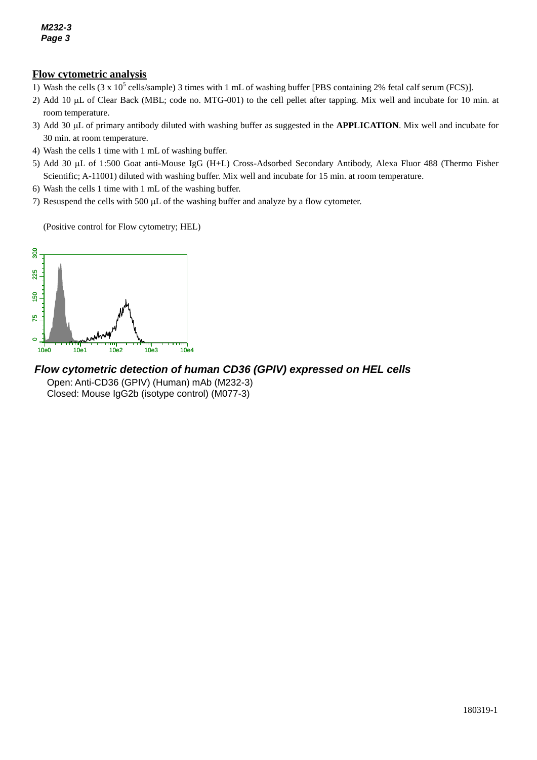## Flow cytometric analysis

1) Wash the cells ($3 \times 10^5$ cells/sample) 3 times with 1 mL of washing buffer [PBS containing 2% fetal calf serum (FCS)].
2) Add 10 μL of Clear Back (MBL; code no. MTG-001) to the cell pellet after tapping. Mix well and incubate for 10 min. at room temperature.
3) Add 30 μL of primary antibody diluted with washing buffer as suggested in the **APPLICATION**. Mix well and incubate for 30 min. at room temperature.
4) Wash the cells 1 time with 1 mL of washing buffer.
5) Add 30 μL of 1:500 Goat anti-Mouse IgG (H+L) Cross-Adsorbed Secondary Antibody, Alexa Fluor 488 (Thermo Fisher Scientific; A-11001) diluted with washing buffer. Mix well and incubate for 15 min. at room temperature.
6) Wash the cells 1 time with 1 mL of the washing buffer.
7) Resuspend the cells with 500 μL of the washing buffer and analyze by a flow cytometer.

(Positive control for Flow cytometry; HEL)

300
225
150
75
0
10e0
10e1
10e2
10e3
10e4

***Flow cytometric detection of human CD36 (GPIV) expressed on HEL cells***

Open: Anti-CD36 (GPIV) (Human) mAb (M232-3)
Closed: Mouse IgG2b (isotype control) (M077-3)

180319-1